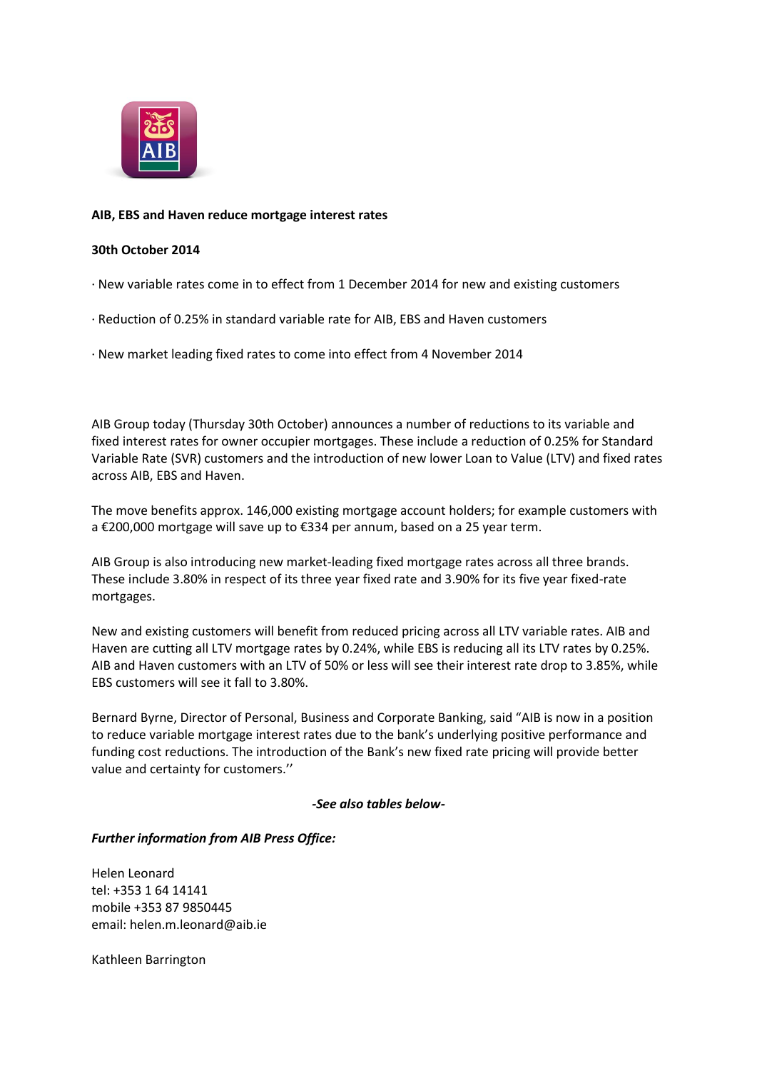**AIB, EBS and Haven reduce mortgage interest rates**

**30th October 2014**

· New variable rates come in to effect from 1 December 2014 for new and existing customers

· Reduction of 0.25% in standard variable rate for AIB, EBS and Haven customers

· New market leading fixed rates to come into effect from 4 November 2014

AIB Group today (Thursday 30th October) announces a number of reductions to its variable and fixed interest rates for owner occupier mortgages. These include a reduction of 0.25% for Standard Variable Rate (SVR) customers and the introduction of new lower Loan to Value (LTV) and fixed rates across AIB, EBS and Haven.

The move benefits approx. 146,000 existing mortgage account holders; for example customers with a €200,000 mortgage will save up to €334 per annum, based on a 25 year term.

AIB Group is also introducing new market-leading fixed mortgage rates across all three brands. These include 3.80% in respect of its three year fixed rate and 3.90% for its five year fixed-rate mortgages.

New and existing customers will benefit from reduced pricing across all LTV variable rates. AIB and Haven are cutting all LTV mortgage rates by 0.24%, while EBS is reducing all its LTV rates by 0.25%. AIB and Haven customers with an LTV of 50% or less will see their interest rate drop to 3.85%, while EBS customers will see it fall to 3.80%.

Bernard Byrne, Director of Personal, Business and Corporate Banking, said "AIB is now in a position to reduce variable mortgage interest rates due to the bank's underlying positive performance and funding cost reductions. The introduction of the Bank's new fixed rate pricing will provide better value and certainty for customers.''

***-See also tables below-***

***Further information from AIB Press Office:***

Helen Leonard
tel: +353 1 64 14141
mobile +353 87 9850445
email: helen.m.leonard@aib.ie

Kathleen Barrington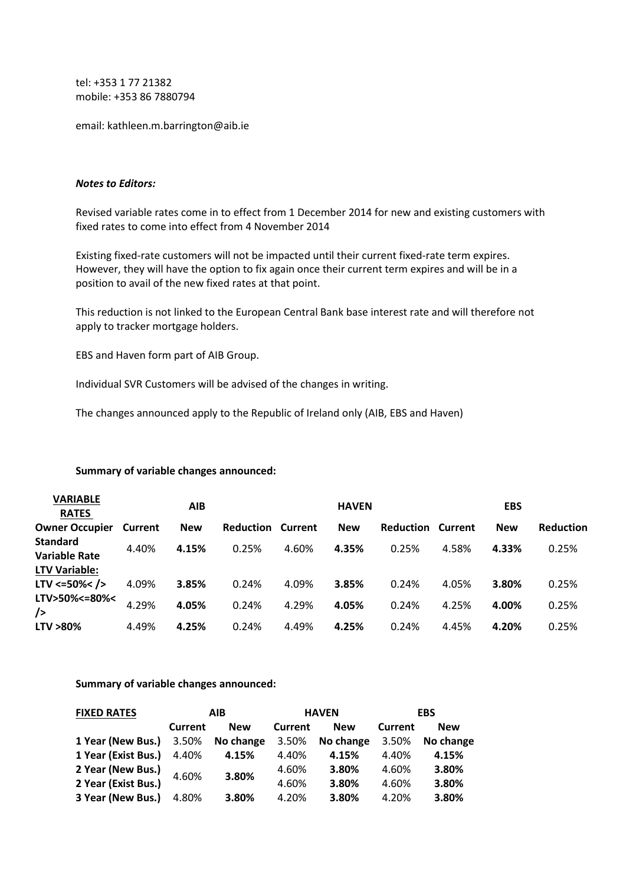tel: +353 1 77 21382
mobile: +353 86 7880794

email: kathleen.m.barrington@aib.ie

***Notes to Editors:***

Revised variable rates come in to effect from 1 December 2014 for new and existing customers with fixed rates to come into effect from 4 November 2014

Existing fixed-rate customers will not be impacted until their current fixed-rate term expires. However, they will have the option to fix again once their current term expires and will be in a position to avail of the new fixed rates at that point.

This reduction is not linked to the European Central Bank base interest rate and will therefore not apply to tracker mortgage holders.

EBS and Haven form part of AIB Group.

Individual SVR Customers will be advised of the changes in writing.

The changes announced apply to the Republic of Ireland only (AIB, EBS and Haven)

**Summary of variable changes announced:**

| **VARIABLE RATES** | | **AIB** | | | **HAVEN** | | | **EBS** | |
|---|---|---|---|---|---|---|---|---|---|
| **Owner Occupier** | **Current** | **New** | **Reduction** | **Current** | **New** | **Reduction** | **Current** | **New** | **Reduction** |
| **Standard Variable Rate** | 4.40% | **4.15%** | 0.25% | 4.60% | **4.35%** | 0.25% | 4.58% | **4.33%** | 0.25% |
| **LTV Variable:** | | | | | | | | | |
| **LTV <=50%< />** | 4.09% | **3.85%** | 0.24% | 4.09% | **3.85%** | 0.24% | 4.05% | **3.80%** | 0.25% |
| **LTV>50%<=80%< />** | 4.29% | **4.05%** | 0.24% | 4.29% | **4.05%** | 0.24% | 4.25% | **4.00%** | 0.25% |
| **LTV >80%** | 4.49% | **4.25%** | 0.24% | 4.49% | **4.25%** | 0.24% | 4.45% | **4.20%** | 0.25% |

**Summary of variable changes announced:**

| **FIXED RATES** | **AIB** | | **HAVEN** | | **EBS** | |
|---|---|---|---|---|---|---|
| | **Current** | **New** | **Current** | **New** | **Current** | **New** |
| **1 Year (New Bus.)** | 3.50% | **No change** | 3.50% | **No change** | 3.50% | **No change** |
| **1 Year (Exist Bus.)** | 4.40% | **4.15%** | 4.40% | **4.15%** | 4.40% | **4.15%** |
| **2 Year (New Bus.)** | 4.60% | **3.80%** | 4.60% | **3.80%** | 4.60% | **3.80%** |
| **2 Year (Exist Bus.)** | | | 4.60% | **3.80%** | 4.60% | **3.80%** |
| **3 Year (New Bus.)** | 4.80% | **3.80%** | 4.20% | **3.80%** | 4.20% | **3.80%** |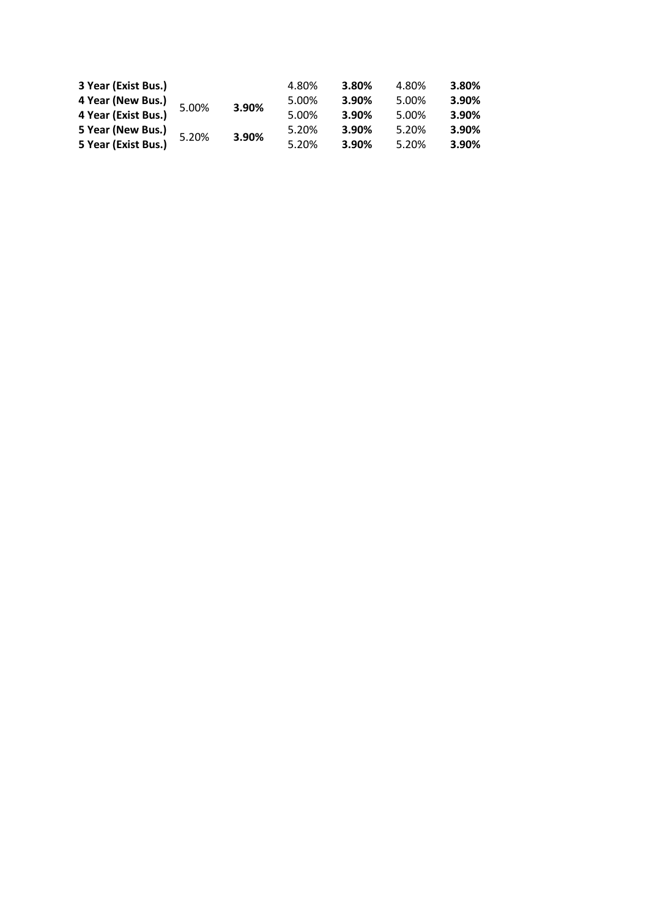| | | | | | | |
|---|---|---|---|---|---|---|
| **3 Year (Exist Bus.)** | | | 4.80% | **3.80%** | 4.80% | **3.80%** |
| **4 Year (New Bus.)** | 5.00% | **3.90%** | 5.00% | **3.90%** | 5.00% | **3.90%** |
| **4 Year (Exist Bus.)** | | | 5.00% | **3.90%** | 5.00% | **3.90%** |
| **5 Year (New Bus.)** | 5.20% | **3.90%** | 5.20% | **3.90%** | 5.20% | **3.90%** |
| **5 Year (Exist Bus.)** | | | 5.20% | **3.90%** | 5.20% | **3.90%** |